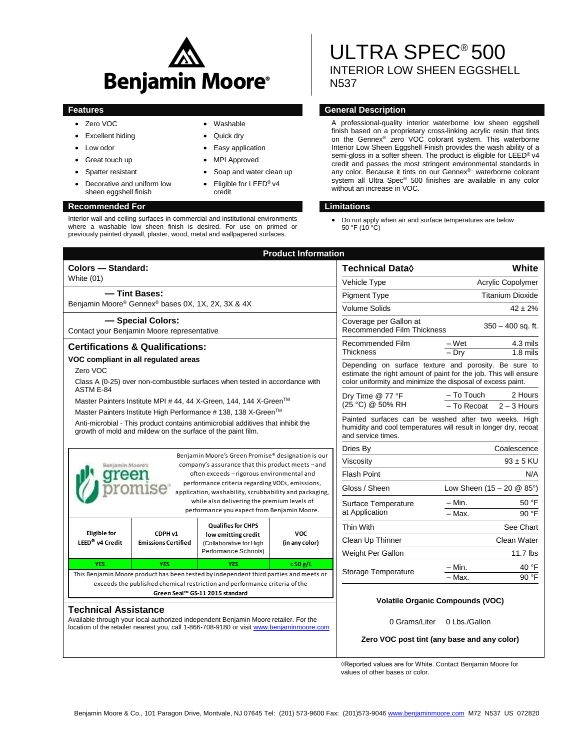# ULTRA SPEC® 500

INTERIOR LOW SHEEN EGGSHELL

N537

## Features

- Zero VOC
- Excellent hiding
- Low odor
- Great touch up
- Spatter resistant
- Decorative and uniform low sheen eggshell finish
- Washable
- Quick dry
- Easy application
- MPI Approved
- Soap and water clean up
- Eligible for LEED® v4 credit

## General Description

A professional-quality interior waterborne low sheen eggshell finish based on a proprietary cross-linking acrylic resin that tints on the Gennex® zero VOC colorant system. This waterborne Interior Low Sheen Eggshell Finish provides the wash ability of a semi-gloss in a softer sheen. The product is eligible for LEED® v4 credit and passes the most stringent environmental standards in any color. Because it tints on our Gennex® waterborne colorant system all Ultra Spec® 500 finishes are available in any color without an increase in VOC.

## Recommended For

Interior wall and ceiling surfaces in commercial and institutional environments where a washable low sheen finish is desired. For use on primed or previously painted drywall, plaster, wood, metal and wallpapered surfaces.

## Limitations

- Do not apply when air and surface temperatures are below 50 °F (10 °C)

## Product Information

**Colors — Standard:**
White (01)

**— Tint Bases:**
Benjamin Moore® Gennex® bases 0X, 1X, 2X, 3X & 4X

**— Special Colors:**
Contact your Benjamin Moore representative

### Certifications & Qualifications:

**VOC compliant in all regulated areas**

Zero VOC

Class A (0-25) over non-combustible surfaces when tested in accordance with ASTM E-84

Master Painters Institute MPI # 44, 44 X-Green, 144, 144 X-Green™

Master Painters Institute High Performance # 138, 138 X-Green™

Anti-microbial - This product contains antimicrobial additives that inhibit the growth of mold and mildew on the surface of the paint film.

Benjamin Moore's green promise®

Benjamin Moore's Green Promise® designation is our company's assurance that this product meets – and often exceeds – rigorous environmental and performance criteria regarding VOCs, emissions, application, washability, scrubbability and packaging, while also delivering the premium levels of performance you expect from Benjamin Moore.

| Eligible for LEED® v4 Credit | CDPH v1 Emissions Certified | Qualifies for CHPS low emitting credit (Collaborative for High Performance Schools) | VOC (in any color) |
|---|---|---|---|
| YES | YES | YES | < 50 g/L |

This Benjamin Moore product has been tested by independent third parties and meets or exceeds the published chemical restriction and performance criteria of the **Green Seal™ GS-11 2015 standard**

### Technical Assistance

Available through your local authorized independent Benjamin Moore retailer. For the location of the retailer nearest you, call 1-866-708-9180 or visit www.benjaminmoore.com

| Technical Data◊ | | White |
|---|---|---|
| Vehicle Type | | Acrylic Copolymer |
| Pigment Type | | Titanium Dioxide |
| Volume Solids | | 42 ± 2% |
| Coverage per Gallon at Recommended Film Thickness | | 350 – 400 sq. ft. |
| Recommended Film Thickness | – Wet | 4.3 mils |
| | – Dry | 1.8 mils |

Depending on surface texture and porosity. Be sure to estimate the right amount of paint for the job. This will ensure color uniformity and minimize the disposal of excess paint.

| | | |
|---|---|---|
| Dry Time @ 77 °F (25 °C) @ 50% RH | – To Touch | 2 Hours |
| | – To Recoat | 2 – 3 Hours |

Painted surfaces can be washed after two weeks. High humidity and cool temperatures will result in longer dry, recoat and service times.

| | | |
|---|---|---|
| Dries By | | Coalescence |
| Viscosity | | 93 ± 5 KU |
| Flash Point | | N/A |
| Gloss / Sheen | | Low Sheen (15 – 20 @ 85°) |
| Surface Temperature at Application | – Min. | 50 °F |
| | – Max. | 90 °F |
| Thin With | | See Chart |
| Clean Up Thinner | | Clean Water |
| Weight Per Gallon | | 11.7 lbs |
| Storage Temperature | – Min. | 40 °F |
| | – Max. | 90 °F |

**Volatile Organic Compounds (VOC)**

0 Grams/Liter 0 Lbs./Gallon

**Zero VOC post tint (any base and any color)**

◊Reported values are for White. Contact Benjamin Moore for values of other bases or color.

Benjamin Moore & Co., 101 Paragon Drive, Montvale, NJ 07645 Tel: (201) 573-9600 Fax: (201)573-9046 www.benjaminmoore.com M72 N537 US 072820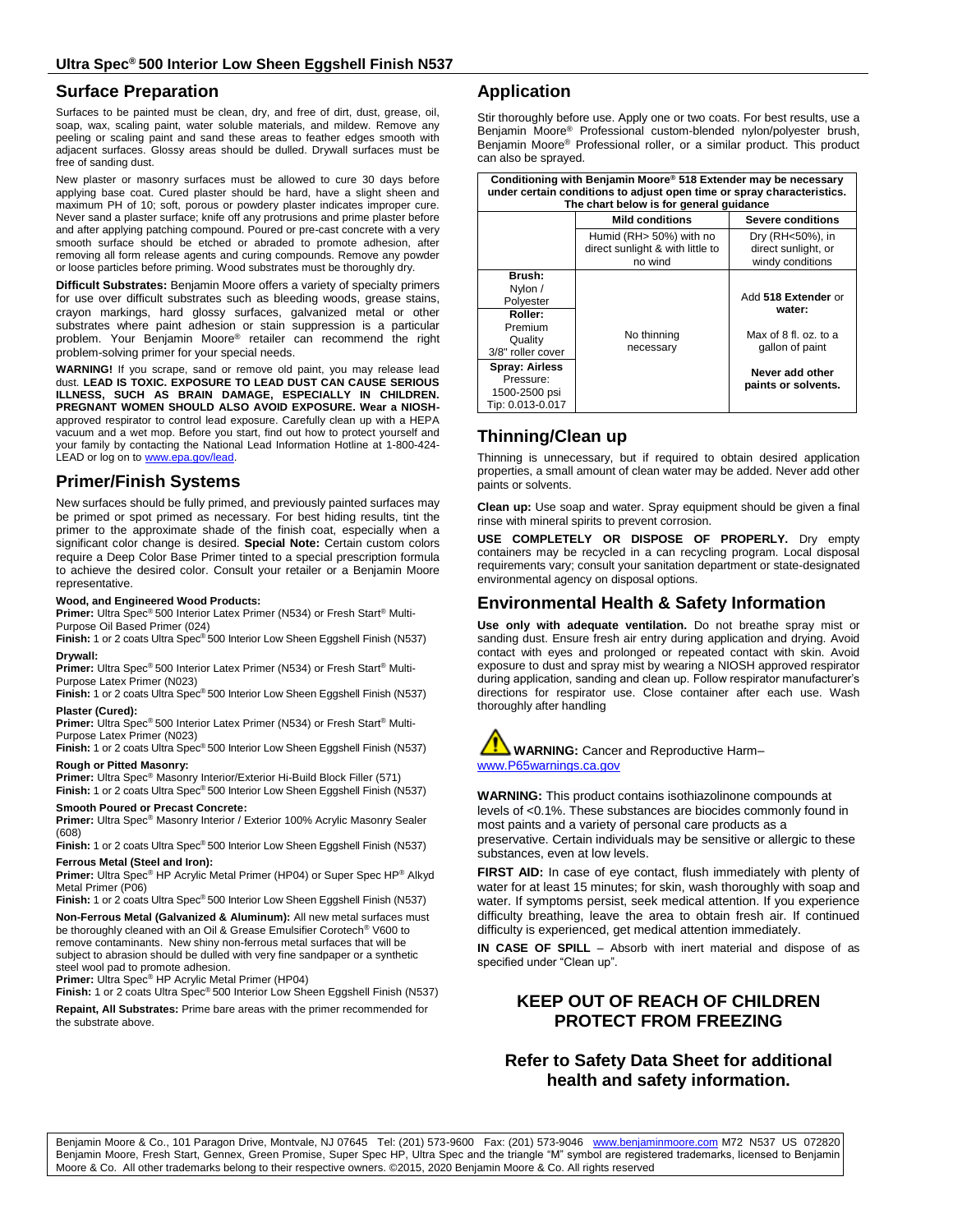## Ultra Spec® 500 Interior Low Sheen Eggshell Finish N537

## Surface Preparation

Surfaces to be painted must be clean, dry, and free of dirt, dust, grease, oil, soap, wax, scaling paint, water soluble materials, and mildew. Remove any peeling or scaling paint and sand these areas to feather edges smooth with adjacent surfaces. Glossy areas should be dulled. Drywall surfaces must be free of sanding dust.

New plaster or masonry surfaces must be allowed to cure 30 days before applying base coat. Cured plaster should be hard, have a slight sheen and maximum PH of 10; soft, porous or powdery plaster indicates improper cure. Never sand a plaster surface; knife off any protrusions and prime plaster before and after applying patching compound. Poured or pre-cast concrete with a very smooth surface should be etched or abraded to promote adhesion, after removing all form release agents and curing compounds. Remove any powder or loose particles before priming. Wood substrates must be thoroughly dry.

**Difficult Substrates:** Benjamin Moore offers a variety of specialty primers for use over difficult substrates such as bleeding woods, grease stains, crayon markings, hard glossy surfaces, galvanized metal or other substrates where paint adhesion or stain suppression is a particular problem. Your Benjamin Moore® retailer can recommend the right problem-solving primer for your special needs.

**WARNING!** If you scrape, sand or remove old paint, you may release lead dust. **LEAD IS TOXIC. EXPOSURE TO LEAD DUST CAN CAUSE SERIOUS ILLNESS, SUCH AS BRAIN DAMAGE, ESPECIALLY IN CHILDREN. PREGNANT WOMEN SHOULD ALSO AVOID EXPOSURE. Wear a NIOSH-**approved respirator to control lead exposure. Carefully clean up with a HEPA vacuum and a wet mop. Before you start, find out how to protect yourself and your family by contacting the National Lead Information Hotline at 1-800-424-LEAD or log on to www.epa.gov/lead.

## Primer/Finish Systems

New surfaces should be fully primed, and previously painted surfaces may be primed or spot primed as necessary. For best hiding results, tint the primer to the approximate shade of the finish coat, especially when a significant color change is desired. **Special Note:** Certain custom colors require a Deep Color Base Primer tinted to a special prescription formula to achieve the desired color. Consult your retailer or a Benjamin Moore representative.

**Wood, and Engineered Wood Products:**
**Primer:** Ultra Spec® 500 Interior Latex Primer (N534) or Fresh Start® Multi-Purpose Oil Based Primer (024)
**Finish:** 1 or 2 coats Ultra Spec® 500 Interior Low Sheen Eggshell Finish (N537)

**Drywall:**
**Primer:** Ultra Spec® 500 Interior Latex Primer (N534) or Fresh Start® Multi-Purpose Latex Primer (N023)
**Finish:** 1 or 2 coats Ultra Spec® 500 Interior Low Sheen Eggshell Finish (N537)

**Plaster (Cured):**
**Primer:** Ultra Spec® 500 Interior Latex Primer (N534) or Fresh Start® Multi-Purpose Latex Primer (N023)
**Finish:** 1 or 2 coats Ultra Spec® 500 Interior Low Sheen Eggshell Finish (N537)

**Rough or Pitted Masonry:**
**Primer:** Ultra Spec® Masonry Interior/Exterior Hi-Build Block Filler (571)
**Finish:** 1 or 2 coats Ultra Spec® 500 Interior Low Sheen Eggshell Finish (N537)

**Smooth Poured or Precast Concrete:**
**Primer:** Ultra Spec® Masonry Interior / Exterior 100% Acrylic Masonry Sealer (608)
**Finish:** 1 or 2 coats Ultra Spec® 500 Interior Low Sheen Eggshell Finish (N537)

**Ferrous Metal (Steel and Iron):**
**Primer:** Ultra Spec® HP Acrylic Metal Primer (HP04) or Super Spec HP® Alkyd Metal Primer (P06)
**Finish:** 1 or 2 coats Ultra Spec® 500 Interior Low Sheen Eggshell Finish (N537)

**Non-Ferrous Metal (Galvanized & Aluminum):** All new metal surfaces must be thoroughly cleaned with an Oil & Grease Emulsifier Corotech® V600 to remove contaminants. New shiny non-ferrous metal surfaces that will be subject to abrasion should be dulled with very fine sandpaper or a synthetic steel wool pad to promote adhesion.
**Primer:** Ultra Spec® HP Acrylic Metal Primer (HP04)
**Finish:** 1 or 2 coats Ultra Spec® 500 Interior Low Sheen Eggshell Finish (N537)

**Repaint, All Substrates:** Prime bare areas with the primer recommended for the substrate above.

## Application

Stir thoroughly before use. Apply one or two coats. For best results, use a Benjamin Moore® Professional custom-blended nylon/polyester brush, Benjamin Moore® Professional roller, or a similar product. This product can also be sprayed.

**Conditioning with Benjamin Moore® 518 Extender may be necessary under certain conditions to adjust open time or spray characteristics. The chart below is for general guidance**

| | Mild conditions | Severe conditions |
|---|---|---|
| | Humid (RH> 50%) with no direct sunlight & with little to no wind | Dry (RH<50%), in direct sunlight, or windy conditions |
| **Brush:** Nylon / Polyester | No thinning necessary | Add **518 Extender** or **water:** Max of 8 fl. oz. to a gallon of paint **Never add other paints or solvents.** |
| **Roller:** Premium Quality 3/8" roller cover | | |
| **Spray: Airless** Pressure: 1500-2500 psi Tip: 0.013-0.017 | | |

## Thinning/Clean up

Thinning is unnecessary, but if required to obtain desired application properties, a small amount of clean water may be added. Never add other paints or solvents.

**Clean up:** Use soap and water. Spray equipment should be given a final rinse with mineral spirits to prevent corrosion.

**USE COMPLETELY OR DISPOSE OF PROPERLY.** Dry empty containers may be recycled in a can recycling program. Local disposal requirements vary; consult your sanitation department or state-designated environmental agency on disposal options.

## Environmental Health & Safety Information

**Use only with adequate ventilation.** Do not breathe spray mist or sanding dust. Ensure fresh air entry during application and drying. Avoid contact with eyes and prolonged or repeated contact with skin. Avoid exposure to dust and spray mist by wearing a NIOSH approved respirator during application, sanding and clean up. Follow respirator manufacturer's directions for respirator use. Close container after each use. Wash thoroughly after handling

**WARNING:** Cancer and Reproductive Harm– www.P65warnings.ca.gov

**WARNING:** This product contains isothiazolinone compounds at levels of <0.1%. These substances are biocides commonly found in most paints and a variety of personal care products as a preservative. Certain individuals may be sensitive or allergic to these substances, even at low levels.

**FIRST AID:** In case of eye contact, flush immediately with plenty of water for at least 15 minutes; for skin, wash thoroughly with soap and water. If symptoms persist, seek medical attention. If you experience difficulty breathing, leave the area to obtain fresh air. If continued difficulty is experienced, get medical attention immediately.

**IN CASE OF SPILL** – Absorb with inert material and dispose of as specified under "Clean up".

**KEEP OUT OF REACH OF CHILDREN**
**PROTECT FROM FREEZING**

**Refer to Safety Data Sheet for additional health and safety information.**

Benjamin Moore & Co., 101 Paragon Drive, Montvale, NJ 07645 Tel: (201) 573-9600 Fax: (201) 573-9046 www.benjaminmoore.com M72 N537 US 072820
Benjamin Moore, Fresh Start, Gennex, Green Promise, Super Spec HP, Ultra Spec and the triangle "M" symbol are registered trademarks, licensed to Benjamin Moore & Co. All other trademarks belong to their respective owners. ©2015, 2020 Benjamin Moore & Co. All rights reserved